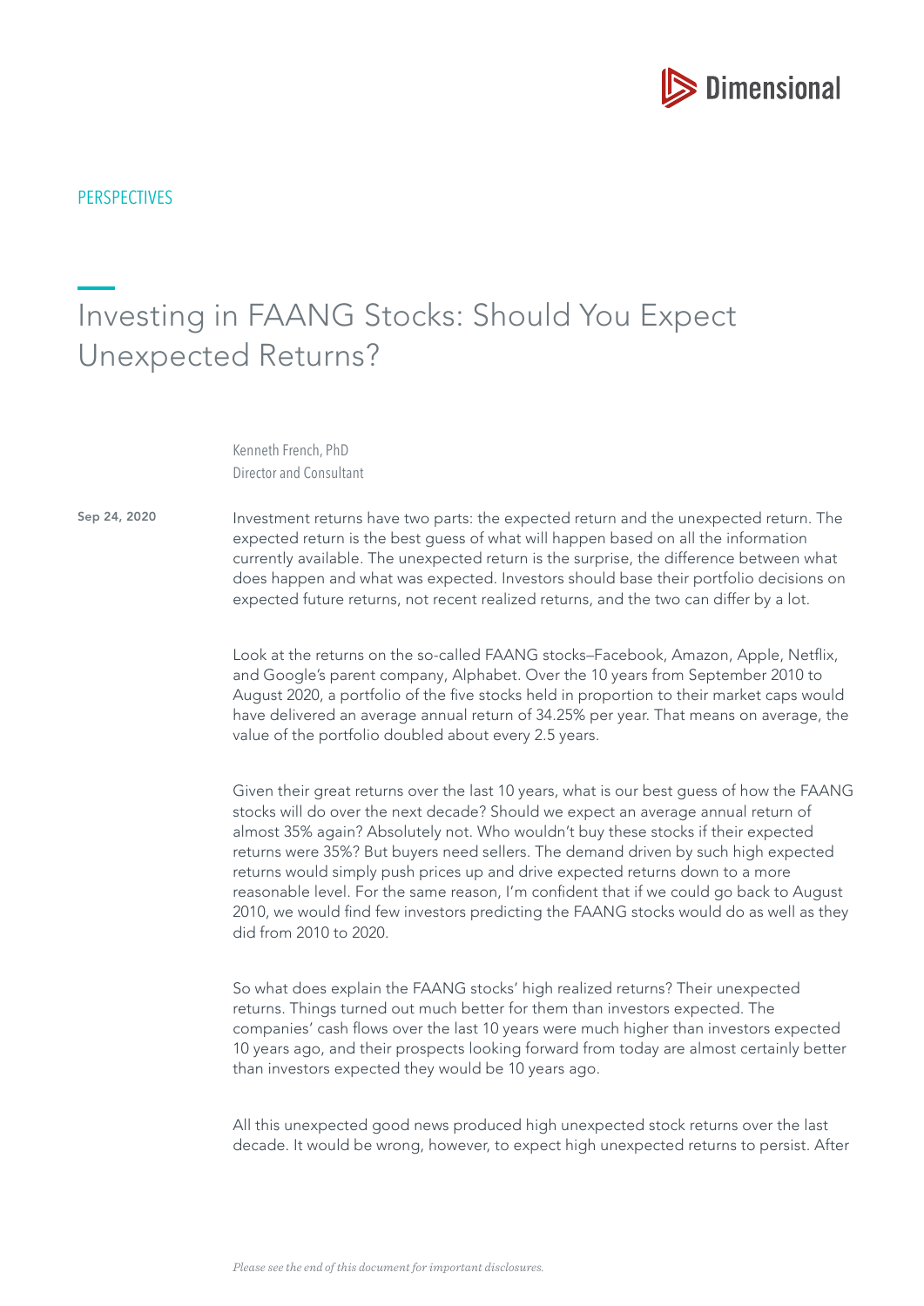PERSPECTIVES

# Investing in FAANG Stocks: Should You Expect Unexpected Returns?

Kenneth French, PhD
Director and Consultant

**Sep 24, 2020**

Investment returns have two parts: the expected return and the unexpected return. The expected return is the best guess of what will happen based on all the information currently available. The unexpected return is the surprise, the difference between what does happen and what was expected. Investors should base their portfolio decisions on expected future returns, not recent realized returns, and the two can differ by a lot.

Look at the returns on the so-called FAANG stocks–Facebook, Amazon, Apple, Netflix, and Google's parent company, Alphabet. Over the 10 years from September 2010 to August 2020, a portfolio of the five stocks held in proportion to their market caps would have delivered an average annual return of 34.25% per year. That means on average, the value of the portfolio doubled about every 2.5 years.

Given their great returns over the last 10 years, what is our best guess of how the FAANG stocks will do over the next decade? Should we expect an average annual return of almost 35% again? Absolutely not. Who wouldn't buy these stocks if their expected returns were 35%? But buyers need sellers. The demand driven by such high expected returns would simply push prices up and drive expected returns down to a more reasonable level. For the same reason, I'm confident that if we could go back to August 2010, we would find few investors predicting the FAANG stocks would do as well as they did from 2010 to 2020.

So what does explain the FAANG stocks' high realized returns? Their unexpected returns. Things turned out much better for them than investors expected. The companies' cash flows over the last 10 years were much higher than investors expected 10 years ago, and their prospects looking forward from today are almost certainly better than investors expected they would be 10 years ago.

All this unexpected good news produced high unexpected stock returns over the last decade. It would be wrong, however, to expect high unexpected returns to persist. After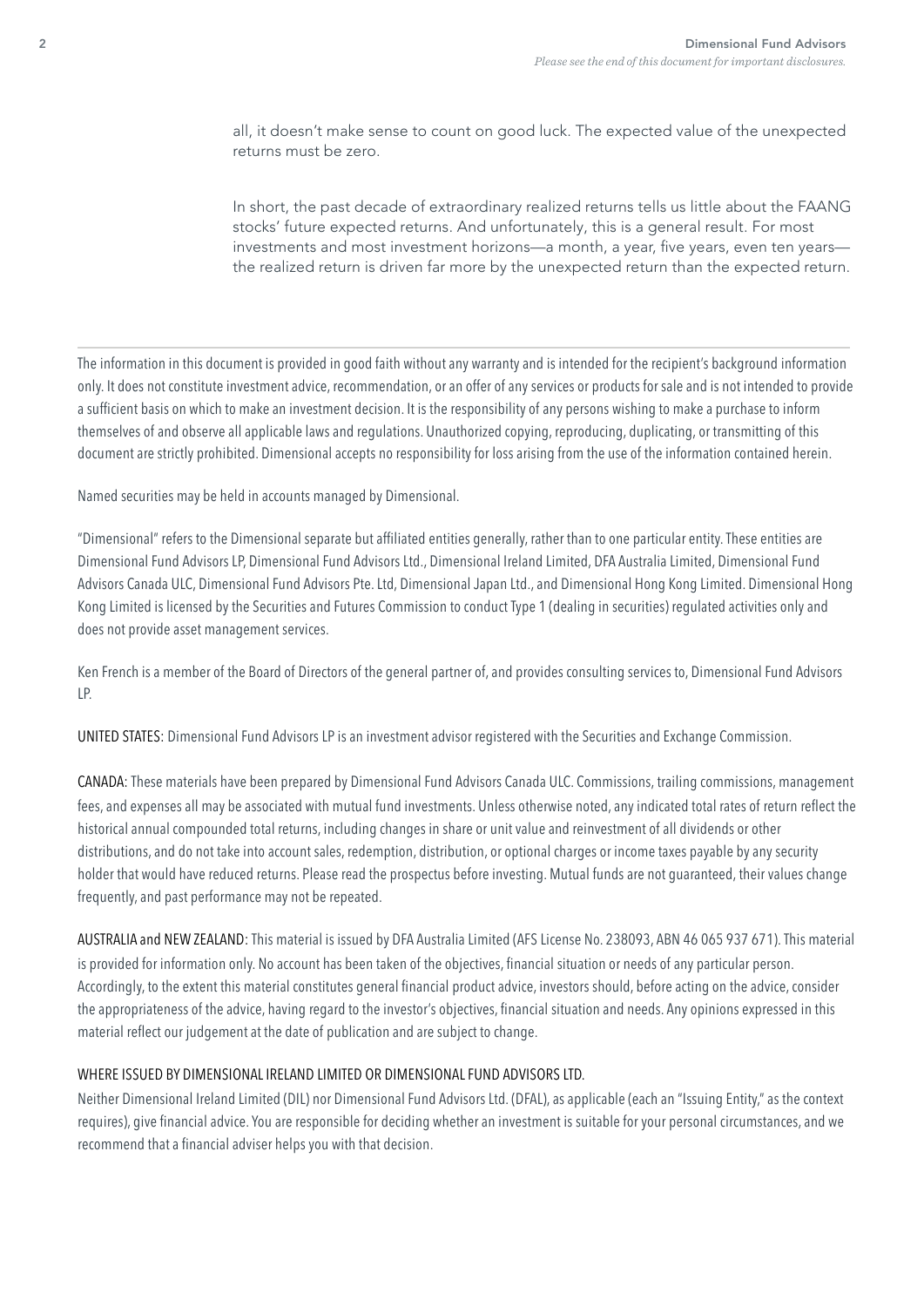all, it doesn't make sense to count on good luck. The expected value of the unexpected returns must be zero.

In short, the past decade of extraordinary realized returns tells us little about the FAANG stocks' future expected returns. And unfortunately, this is a general result. For most investments and most investment horizons—a month, a year, five years, even ten years—the realized return is driven far more by the unexpected return than the expected return.

---

The information in this document is provided in good faith without any warranty and is intended for the recipient's background information only. It does not constitute investment advice, recommendation, or an offer of any services or products for sale and is not intended to provide a sufficient basis on which to make an investment decision. It is the responsibility of any persons wishing to make a purchase to inform themselves of and observe all applicable laws and regulations. Unauthorized copying, reproducing, duplicating, or transmitting of this document are strictly prohibited. Dimensional accepts no responsibility for loss arising from the use of the information contained herein.

Named securities may be held in accounts managed by Dimensional.

"Dimensional" refers to the Dimensional separate but affiliated entities generally, rather than to one particular entity. These entities are Dimensional Fund Advisors LP, Dimensional Fund Advisors Ltd., Dimensional Ireland Limited, DFA Australia Limited, Dimensional Fund Advisors Canada ULC, Dimensional Fund Advisors Pte. Ltd, Dimensional Japan Ltd., and Dimensional Hong Kong Limited. Dimensional Hong Kong Limited is licensed by the Securities and Futures Commission to conduct Type 1 (dealing in securities) regulated activities only and does not provide asset management services.

Ken French is a member of the Board of Directors of the general partner of, and provides consulting services to, Dimensional Fund Advisors LP.

UNITED STATES: Dimensional Fund Advisors LP is an investment advisor registered with the Securities and Exchange Commission.

CANADA: These materials have been prepared by Dimensional Fund Advisors Canada ULC. Commissions, trailing commissions, management fees, and expenses all may be associated with mutual fund investments. Unless otherwise noted, any indicated total rates of return reflect the historical annual compounded total returns, including changes in share or unit value and reinvestment of all dividends or other distributions, and do not take into account sales, redemption, distribution, or optional charges or income taxes payable by any security holder that would have reduced returns. Please read the prospectus before investing. Mutual funds are not guaranteed, their values change frequently, and past performance may not be repeated.

AUSTRALIA and NEW ZEALAND: This material is issued by DFA Australia Limited (AFS License No. 238093, ABN 46 065 937 671). This material is provided for information only. No account has been taken of the objectives, financial situation or needs of any particular person. Accordingly, to the extent this material constitutes general financial product advice, investors should, before acting on the advice, consider the appropriateness of the advice, having regard to the investor's objectives, financial situation and needs. Any opinions expressed in this material reflect our judgement at the date of publication and are subject to change.

WHERE ISSUED BY DIMENSIONAL IRELAND LIMITED OR DIMENSIONAL FUND ADVISORS LTD.

Neither Dimensional Ireland Limited (DIL) nor Dimensional Fund Advisors Ltd. (DFAL), as applicable (each an "Issuing Entity," as the context requires), give financial advice. You are responsible for deciding whether an investment is suitable for your personal circumstances, and we recommend that a financial adviser helps you with that decision.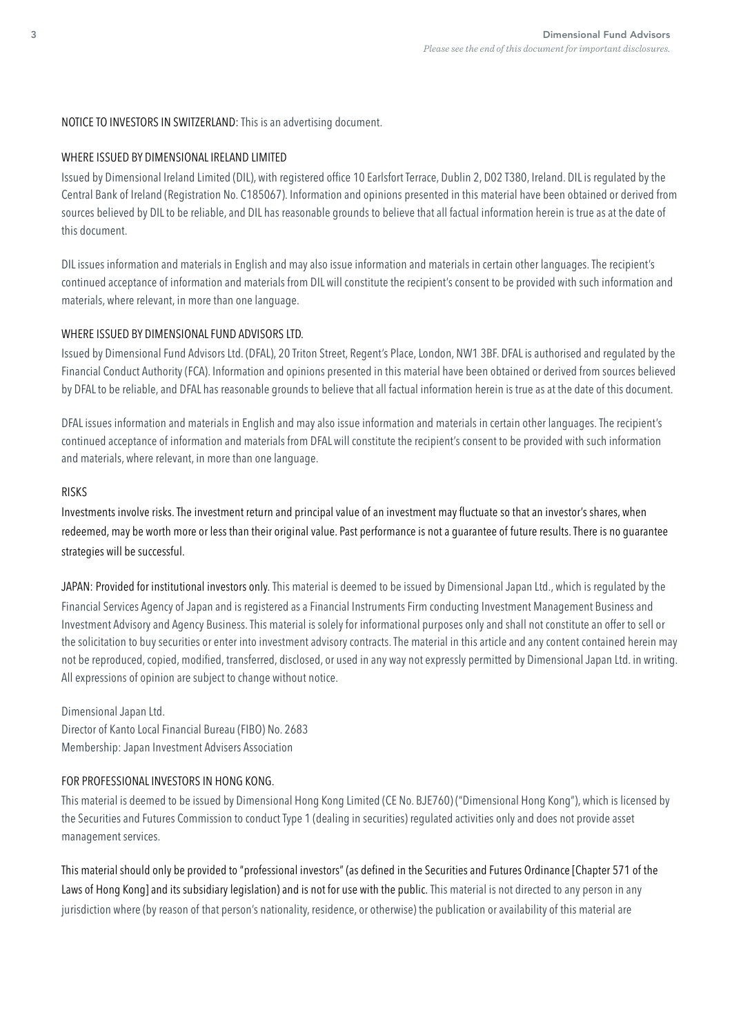NOTICE TO INVESTORS IN SWITZERLAND: This is an advertising document.

WHERE ISSUED BY DIMENSIONAL IRELAND LIMITED

Issued by Dimensional Ireland Limited (DIL), with registered office 10 Earlsfort Terrace, Dublin 2, D02 T380, Ireland. DIL is regulated by the Central Bank of Ireland (Registration No. C185067). Information and opinions presented in this material have been obtained or derived from sources believed by DIL to be reliable, and DIL has reasonable grounds to believe that all factual information herein is true as at the date of this document.

DIL issues information and materials in English and may also issue information and materials in certain other languages. The recipient's continued acceptance of information and materials from DIL will constitute the recipient's consent to be provided with such information and materials, where relevant, in more than one language.

WHERE ISSUED BY DIMENSIONAL FUND ADVISORS LTD.

Issued by Dimensional Fund Advisors Ltd. (DFAL), 20 Triton Street, Regent's Place, London, NW1 3BF. DFAL is authorised and regulated by the Financial Conduct Authority (FCA). Information and opinions presented in this material have been obtained or derived from sources believed by DFAL to be reliable, and DFAL has reasonable grounds to believe that all factual information herein is true as at the date of this document.

DFAL issues information and materials in English and may also issue information and materials in certain other languages. The recipient's continued acceptance of information and materials from DFAL will constitute the recipient's consent to be provided with such information and materials, where relevant, in more than one language.

RISKS

Investments involve risks. The investment return and principal value of an investment may fluctuate so that an investor's shares, when redeemed, may be worth more or less than their original value. Past performance is not a guarantee of future results. There is no guarantee strategies will be successful.

JAPAN: Provided for institutional investors only. This material is deemed to be issued by Dimensional Japan Ltd., which is regulated by the Financial Services Agency of Japan and is registered as a Financial Instruments Firm conducting Investment Management Business and Investment Advisory and Agency Business. This material is solely for informational purposes only and shall not constitute an offer to sell or the solicitation to buy securities or enter into investment advisory contracts. The material in this article and any content contained herein may not be reproduced, copied, modified, transferred, disclosed, or used in any way not expressly permitted by Dimensional Japan Ltd. in writing. All expressions of opinion are subject to change without notice.

Dimensional Japan Ltd.
Director of Kanto Local Financial Bureau (FIBO) No. 2683
Membership: Japan Investment Advisers Association

FOR PROFESSIONAL INVESTORS IN HONG KONG.

This material is deemed to be issued by Dimensional Hong Kong Limited (CE No. BJE760) ("Dimensional Hong Kong"), which is licensed by the Securities and Futures Commission to conduct Type 1 (dealing in securities) regulated activities only and does not provide asset management services.

This material should only be provided to "professional investors" (as defined in the Securities and Futures Ordinance [Chapter 571 of the Laws of Hong Kong] and its subsidiary legislation) and is not for use with the public. This material is not directed to any person in any jurisdiction where (by reason of that person's nationality, residence, or otherwise) the publication or availability of this material are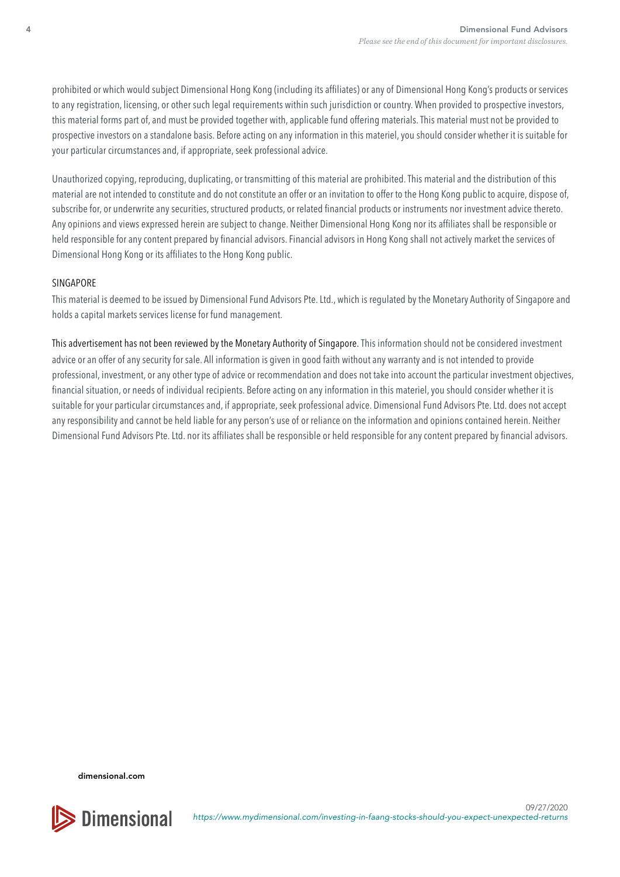prohibited or which would subject Dimensional Hong Kong (including its affiliates) or any of Dimensional Hong Kong's products or services to any registration, licensing, or other such legal requirements within such jurisdiction or country. When provided to prospective investors, this material forms part of, and must be provided together with, applicable fund offering materials. This material must not be provided to prospective investors on a standalone basis. Before acting on any information in this materiel, you should consider whether it is suitable for your particular circumstances and, if appropriate, seek professional advice.

Unauthorized copying, reproducing, duplicating, or transmitting of this material are prohibited. This material and the distribution of this material are not intended to constitute and do not constitute an offer or an invitation to offer to the Hong Kong public to acquire, dispose of, subscribe for, or underwrite any securities, structured products, or related financial products or instruments nor investment advice thereto. Any opinions and views expressed herein are subject to change. Neither Dimensional Hong Kong nor its affiliates shall be responsible or held responsible for any content prepared by financial advisors. Financial advisors in Hong Kong shall not actively market the services of Dimensional Hong Kong or its affiliates to the Hong Kong public.

SINGAPORE

This material is deemed to be issued by Dimensional Fund Advisors Pte. Ltd., which is regulated by the Monetary Authority of Singapore and holds a capital markets services license for fund management.

This advertisement has not been reviewed by the Monetary Authority of Singapore. This information should not be considered investment advice or an offer of any security for sale. All information is given in good faith without any warranty and is not intended to provide professional, investment, or any other type of advice or recommendation and does not take into account the particular investment objectives, financial situation, or needs of individual recipients. Before acting on any information in this materiel, you should consider whether it is suitable for your particular circumstances and, if appropriate, seek professional advice. Dimensional Fund Advisors Pte. Ltd. does not accept any responsibility and cannot be held liable for any person's use of or reliance on the information and opinions contained herein. Neither Dimensional Fund Advisors Pte. Ltd. nor its affiliates shall be responsible or held responsible for any content prepared by financial advisors.

dimensional.com

09/27/2020
https://www.mydimensional.com/investing-in-faang-stocks-should-you-expect-unexpected-returns